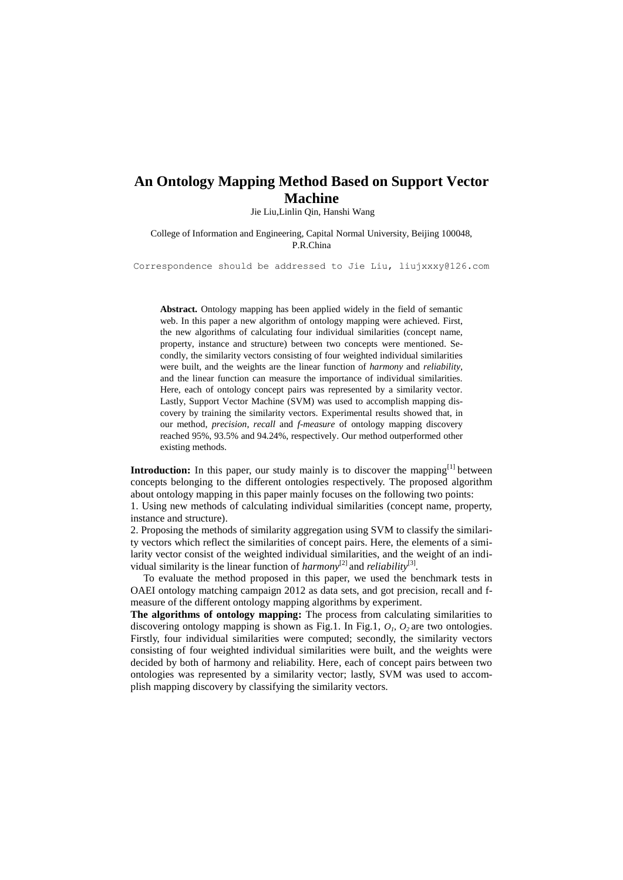# An Ontology Mapping Method Based on Support Vector Machine

Jie Liu,Linlin Qin, Hanshi Wang

College of Information and Engineering, Capital Normal University, Beijing 100048, P.R.China

Correspondence should be addressed to Jie Liu, liujxxxy@126.com

**Abstract.** Ontology mapping has been applied widely in the field of semantic web. In this paper a new algorithm of ontology mapping were achieved. First, the new algorithms of calculating four individual similarities (concept name, property, instance and structure) between two concepts were mentioned. Secondly, the similarity vectors consisting of four weighted individual similarities were built, and the weights are the linear function of *harmony* and *reliability*, and the linear function can measure the importance of individual similarities. Here, each of ontology concept pairs was represented by a similarity vector. Lastly, Support Vector Machine (SVM) was used to accomplish mapping discovery by training the similarity vectors. Experimental results showed that, in our method, *precision*, *recall* and *f-measure* of ontology mapping discovery reached 95%, 93.5% and 94.24%, respectively. Our method outperformed other existing methods.

**Introduction:** In this paper, our study mainly is to discover the mapping[1] between concepts belonging to the different ontologies respectively. The proposed algorithm about ontology mapping in this paper mainly focuses on the following two points:

1. Using new methods of calculating individual similarities (concept name, property, instance and structure).
2. Proposing the methods of similarity aggregation using SVM to classify the similarity vectors which reflect the similarities of concept pairs. Here, the elements of a similarity vector consist of the weighted individual similarities, and the weight of an individual similarity is the linear function of *harmony*[2] and *reliability*[3].

To evaluate the method proposed in this paper, we used the benchmark tests in OAEI ontology matching campaign 2012 as data sets, and got precision, recall and f-measure of the different ontology mapping algorithms by experiment.

**The algorithms of ontology mapping:** The process from calculating similarities to discovering ontology mapping is shown as Fig.1. In Fig.1, $O_1$, $O_2$ are two ontologies. Firstly, four individual similarities were computed; secondly, the similarity vectors consisting of four weighted individual similarities were built, and the weights were decided by both of harmony and reliability. Here, each of concept pairs between two ontologies was represented by a similarity vector; lastly, SVM was used to accomplish mapping discovery by classifying the similarity vectors.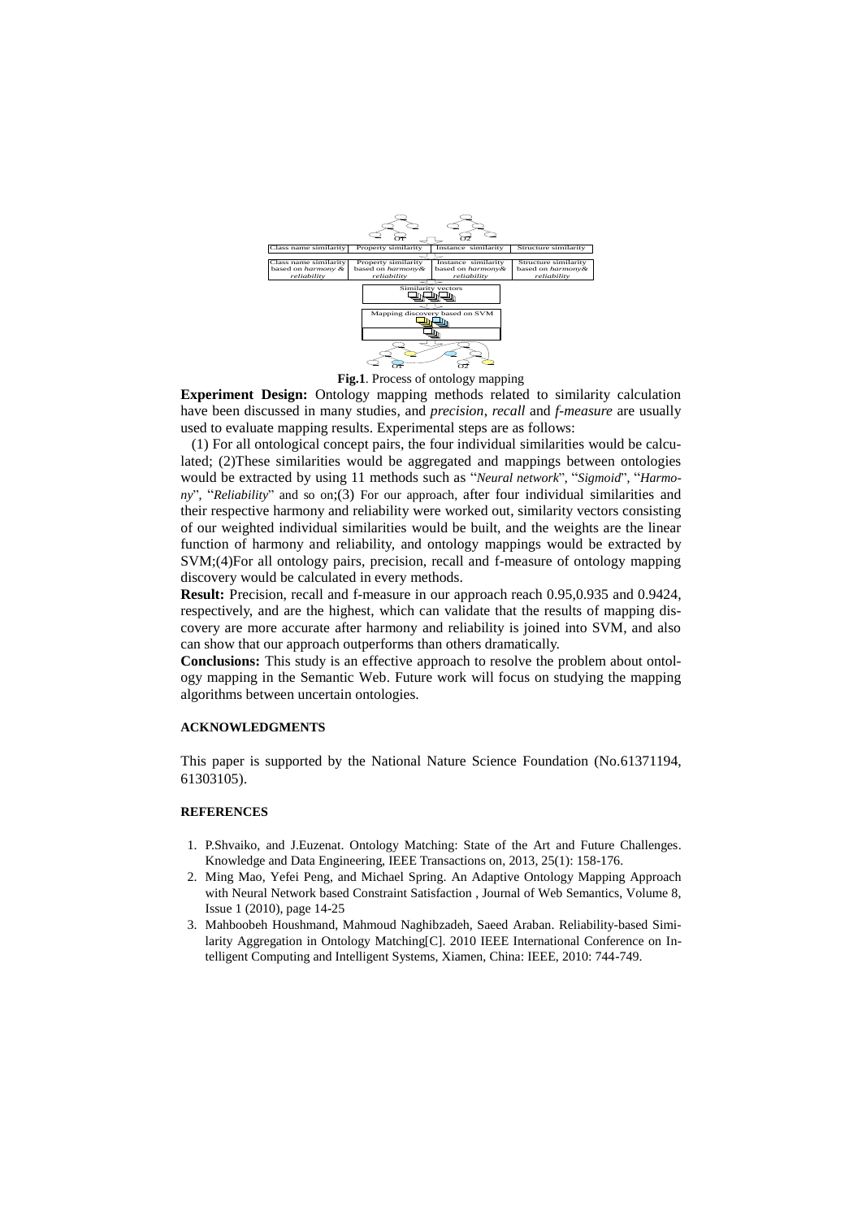Class name similarity | Property similarity | Instance similarity | Structure similarity

Class name similarity based on *harmony & reliability*

Property similarity based on *harmony& reliability*

Instance similarity based on *harmony& reliability*

Structure similarity based on *harmony& reliability*

Similarity vectors

Mapping discovery based on SVM

O1

O2

**Fig.1**. Process of ontology mapping

**Experiment Design:** Ontology mapping methods related to similarity calculation have been discussed in many studies, and *precision*, *recall* and *f-measure* are usually used to evaluate mapping results. Experimental steps are as follows:

(1) For all ontological concept pairs, the four individual similarities would be calculated; (2)These similarities would be aggregated and mappings between ontologies would be extracted by using 11 methods such as "*Neural network*", "*Sigmoid*", "*Harmony*", "*Reliability*" and so on;(3) For our approach, after four individual similarities and their respective harmony and reliability were worked out, similarity vectors consisting of our weighted individual similarities would be built, and the weights are the linear function of harmony and reliability, and ontology mappings would be extracted by SVM;(4)For all ontology pairs, precision, recall and f-measure of ontology mapping discovery would be calculated in every methods.

**Result:** Precision, recall and f-measure in our approach reach 0.95,0.935 and 0.9424, respectively, and are the highest, which can validate that the results of mapping discovery are more accurate after harmony and reliability is joined into SVM, and also can show that our approach outperforms than others dramatically.

**Conclusions:** This study is an effective approach to resolve the problem about ontology mapping in the Semantic Web. Future work will focus on studying the mapping algorithms between uncertain ontologies.

### ACKNOWLEDGMENTS

This paper is supported by the National Nature Science Foundation (No.61371194, 61303105).

### REFERENCES

1. P.Shvaiko, and J.Euzenat. Ontology Matching: State of the Art and Future Challenges. Knowledge and Data Engineering, IEEE Transactions on, 2013, 25(1): 158-176.
2. Ming Mao, Yefei Peng, and Michael Spring. An Adaptive Ontology Mapping Approach with Neural Network based Constraint Satisfaction , Journal of Web Semantics, Volume 8, Issue 1 (2010), page 14-25
3. Mahboobeh Houshmand, Mahmoud Naghibzadeh, Saeed Araban. Reliability-based Similarity Aggregation in Ontology Matching[C]. 2010 IEEE International Conference on Intelligent Computing and Intelligent Systems, Xiamen, China: IEEE, 2010: 744-749.